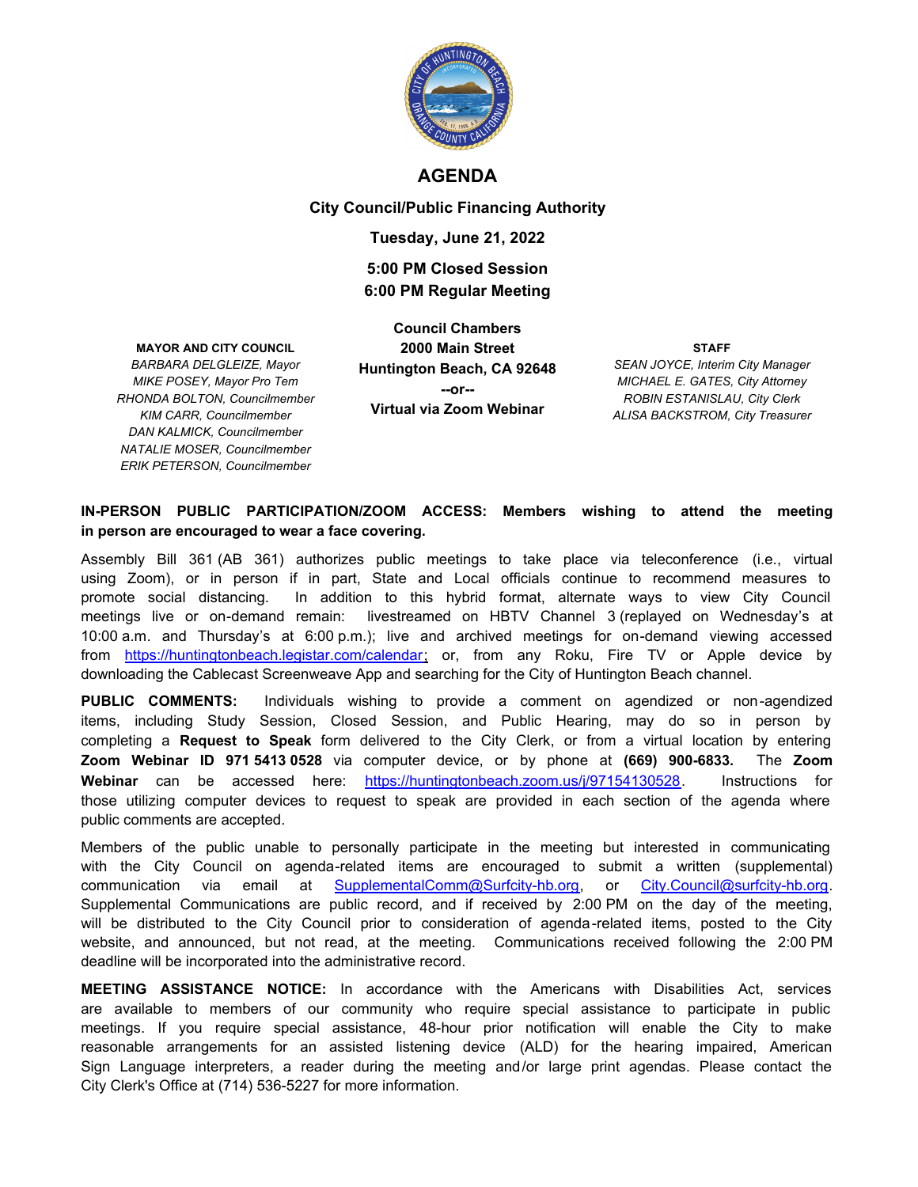# AGENDA

## City Council/Public Financing Authority

**Tuesday, June 21, 2022**

**5:00 PM Closed Session**
**6:00 PM Regular Meeting**

**Council Chambers**
**2000 Main Street**
**Huntington Beach, CA 92648**
**--or--**
**Virtual via Zoom Webinar**

**MAYOR AND CITY COUNCIL**
*BARBARA DELGLEIZE, Mayor*
*MIKE POSEY, Mayor Pro Tem*
*RHONDA BOLTON, Councilmember*
*KIM CARR, Councilmember*
*DAN KALMICK, Councilmember*
*NATALIE MOSER, Councilmember*
*ERIK PETERSON, Councilmember*

**STAFF**
*SEAN JOYCE, Interim City Manager*
*MICHAEL E. GATES, City Attorney*
*ROBIN ESTANISLAU, City Clerk*
*ALISA BACKSTROM, City Treasurer*

**IN-PERSON PUBLIC PARTICIPATION/ZOOM ACCESS: Members wishing to attend the meeting in person are encouraged to wear a face covering.**

Assembly Bill 361 (AB 361) authorizes public meetings to take place via teleconference (i.e., virtual using Zoom), or in person if in part, State and Local officials continue to recommend measures to promote social distancing. In addition to this hybrid format, alternate ways to view City Council meetings live or on-demand remain: livestreamed on HBTV Channel 3 (replayed on Wednesday's at 10:00 a.m. and Thursday's at 6:00 p.m.); live and archived meetings for on-demand viewing accessed from https://huntingtonbeach.legistar.com/calendar; or, from any Roku, Fire TV or Apple device by downloading the Cablecast Screenweave App and searching for the City of Huntington Beach channel.

**PUBLIC COMMENTS:** Individuals wishing to provide a comment on agendized or non-agendized items, including Study Session, Closed Session, and Public Hearing, may do so in person by completing a **Request to Speak** form delivered to the City Clerk, or from a virtual location by entering **Zoom Webinar ID 971 5413 0528** via computer device, or by phone at **(669) 900-6833.** The **Zoom Webinar** can be accessed here: https://huntingtonbeach.zoom.us/j/97154130528. Instructions for those utilizing computer devices to request to speak are provided in each section of the agenda where public comments are accepted.

Members of the public unable to personally participate in the meeting but interested in communicating with the City Council on agenda-related items are encouraged to submit a written (supplemental) communication via email at SupplementalComm@Surfcity-hb.org, or City.Council@surfcity-hb.org. Supplemental Communications are public record, and if received by 2:00 PM on the day of the meeting, will be distributed to the City Council prior to consideration of agenda-related items, posted to the City website, and announced, but not read, at the meeting. Communications received following the 2:00 PM deadline will be incorporated into the administrative record.

**MEETING ASSISTANCE NOTICE:** In accordance with the Americans with Disabilities Act, services are available to members of our community who require special assistance to participate in public meetings. If you require special assistance, 48-hour prior notification will enable the City to make reasonable arrangements for an assisted listening device (ALD) for the hearing impaired, American Sign Language interpreters, a reader during the meeting and/or large print agendas. Please contact the City Clerk's Office at (714) 536-5227 for more information.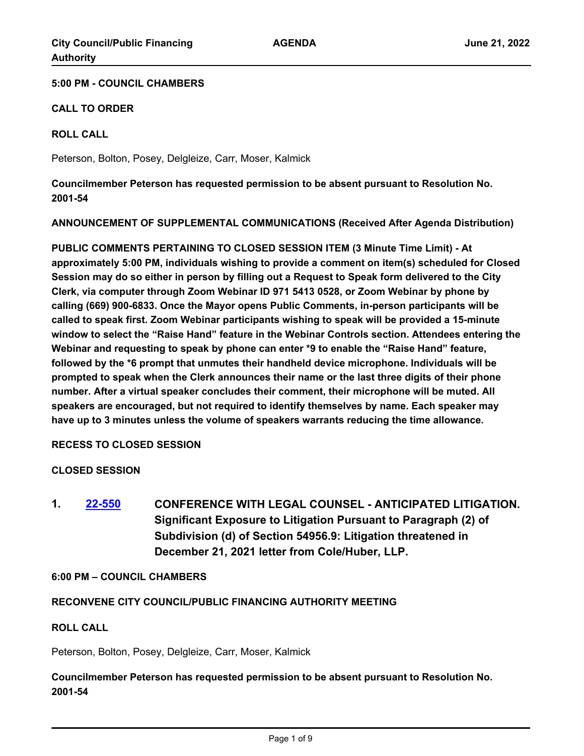**5:00 PM - COUNCIL CHAMBERS**

**CALL TO ORDER**

**ROLL CALL**

Peterson, Bolton, Posey, Delgleize, Carr, Moser, Kalmick

**Councilmember Peterson has requested permission to be absent pursuant to Resolution No. 2001-54**

**ANNOUNCEMENT OF SUPPLEMENTAL COMMUNICATIONS (Received After Agenda Distribution)**

**PUBLIC COMMENTS PERTAINING TO CLOSED SESSION ITEM (3 Minute Time Limit) - At approximately 5:00 PM, individuals wishing to provide a comment on item(s) scheduled for Closed Session may do so either in person by filling out a Request to Speak form delivered to the City Clerk, via computer through Zoom Webinar ID 971 5413 0528, or Zoom Webinar by phone by calling (669) 900-6833. Once the Mayor opens Public Comments, in-person participants will be called to speak first. Zoom Webinar participants wishing to speak will be provided a 15-minute window to select the "Raise Hand" feature in the Webinar Controls section. Attendees entering the Webinar and requesting to speak by phone can enter *9 to enable the "Raise Hand" feature, followed by the *6 prompt that unmutes their handheld device microphone. Individuals will be prompted to speak when the Clerk announces their name or the last three digits of their phone number. After a virtual speaker concludes their comment, their microphone will be muted. All speakers are encouraged, but not required to identify themselves by name. Each speaker may have up to 3 minutes unless the volume of speakers warrants reducing the time allowance.**

**RECESS TO CLOSED SESSION**

**CLOSED SESSION**

**1. 22-550 CONFERENCE WITH LEGAL COUNSEL - ANTICIPATED LITIGATION. Significant Exposure to Litigation Pursuant to Paragraph (2) of Subdivision (d) of Section 54956.9: Litigation threatened in December 21, 2021 letter from Cole/Huber, LLP.**

**6:00 PM – COUNCIL CHAMBERS**

**RECONVENE CITY COUNCIL/PUBLIC FINANCING AUTHORITY MEETING**

**ROLL CALL**

Peterson, Bolton, Posey, Delgleize, Carr, Moser, Kalmick

**Councilmember Peterson has requested permission to be absent pursuant to Resolution No. 2001-54**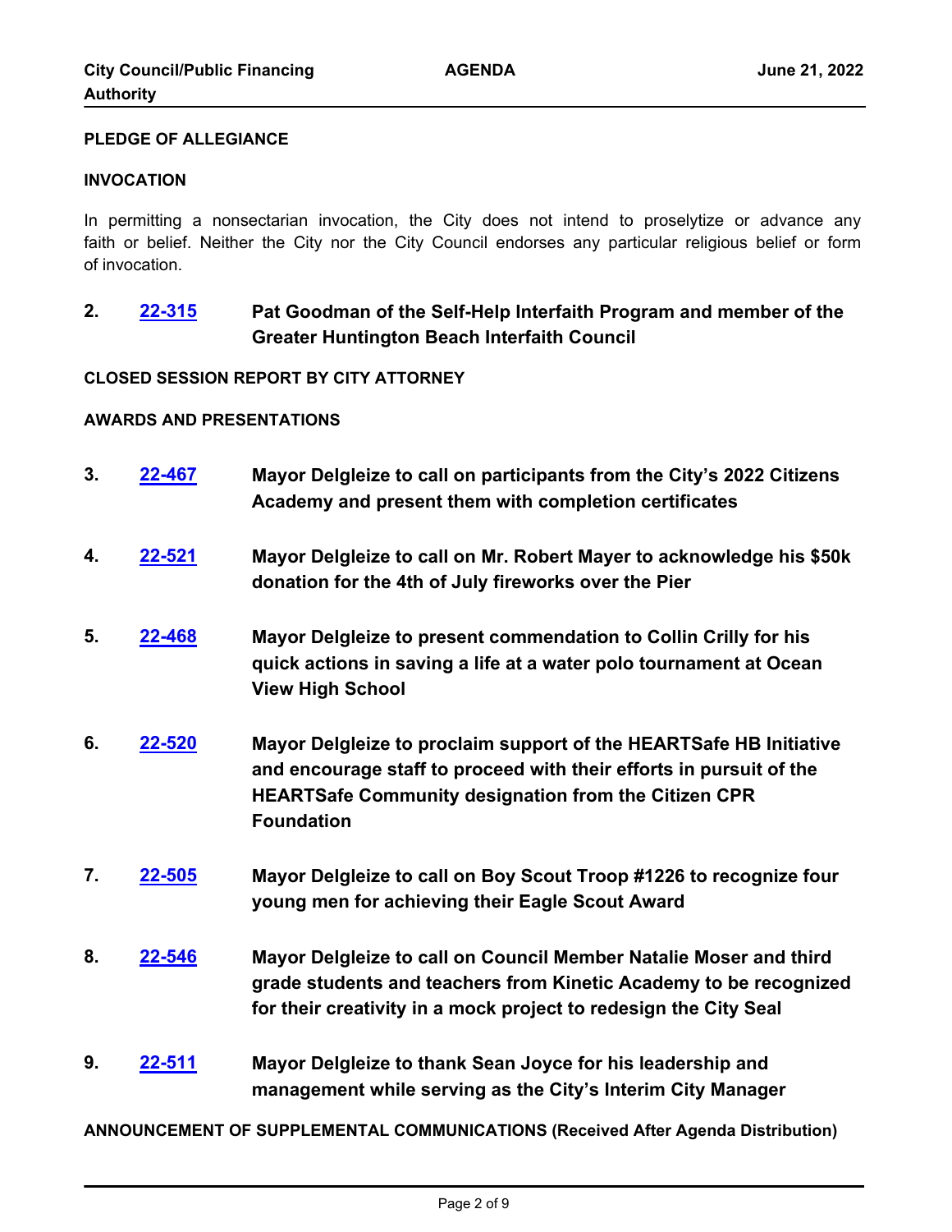**PLEDGE OF ALLEGIANCE**

**INVOCATION**

In permitting a nonsectarian invocation, the City does not intend to proselytize or advance any faith or belief. Neither the City nor the City Council endorses any particular religious belief or form of invocation.

**2.** [22-315] **Pat Goodman of the Self-Help Interfaith Program and member of the Greater Huntington Beach Interfaith Council**

**CLOSED SESSION REPORT BY CITY ATTORNEY**

**AWARDS AND PRESENTATIONS**

**3.** [22-467] **Mayor Delgleize to call on participants from the City's 2022 Citizens Academy and present them with completion certificates**

**4.** [22-521] **Mayor Delgleize to call on Mr. Robert Mayer to acknowledge his $50k donation for the 4th of July fireworks over the Pier**

**5.** [22-468] **Mayor Delgleize to present commendation to Collin Crilly for his quick actions in saving a life at a water polo tournament at Ocean View High School**

**6.** [22-520] **Mayor Delgleize to proclaim support of the HEARTSafe HB Initiative and encourage staff to proceed with their efforts in pursuit of the HEARTSafe Community designation from the Citizen CPR Foundation**

**7.** [22-505] **Mayor Delgleize to call on Boy Scout Troop #1226 to recognize four young men for achieving their Eagle Scout Award**

**8.** [22-546] **Mayor Delgleize to call on Council Member Natalie Moser and third grade students and teachers from Kinetic Academy to be recognized for their creativity in a mock project to redesign the City Seal**

**9.** [22-511] **Mayor Delgleize to thank Sean Joyce for his leadership and management while serving as the City's Interim City Manager**

**ANNOUNCEMENT OF SUPPLEMENTAL COMMUNICATIONS (Received After Agenda Distribution)**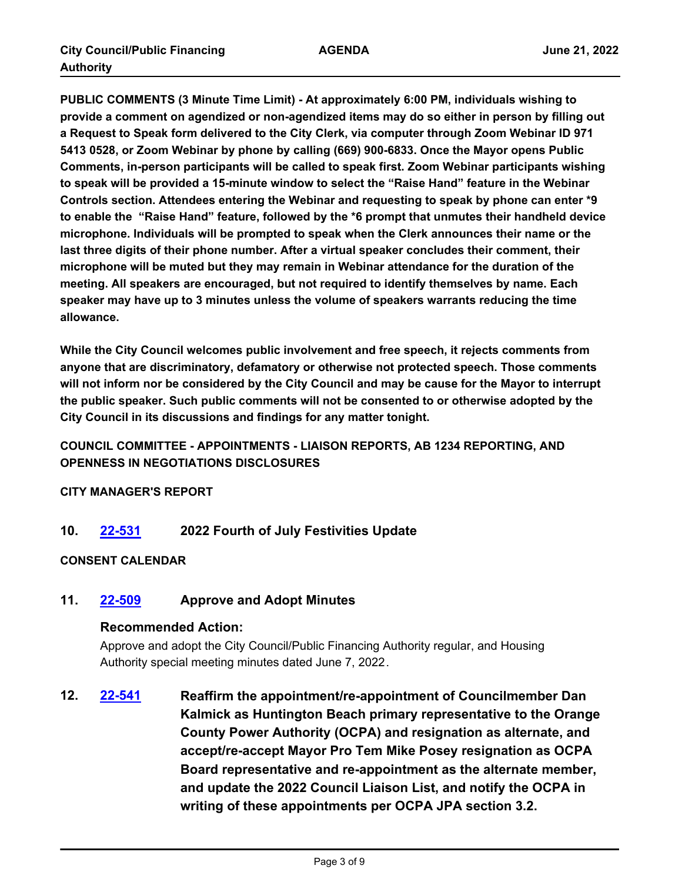**PUBLIC COMMENTS (3 Minute Time Limit) - At approximately 6:00 PM, individuals wishing to provide a comment on agendized or non-agendized items may do so either in person by filling out a Request to Speak form delivered to the City Clerk, via computer through Zoom Webinar ID 971 5413 0528, or Zoom Webinar by phone by calling (669) 900-6833. Once the Mayor opens Public Comments, in-person participants will be called to speak first. Zoom Webinar participants wishing to speak will be provided a 15-minute window to select the "Raise Hand" feature in the Webinar Controls section. Attendees entering the Webinar and requesting to speak by phone can enter *9 to enable the "Raise Hand" feature, followed by the *6 prompt that unmutes their handheld device microphone. Individuals will be prompted to speak when the Clerk announces their name or the last three digits of their phone number. After a virtual speaker concludes their comment, their microphone will be muted but they may remain in Webinar attendance for the duration of the meeting. All speakers are encouraged, but not required to identify themselves by name. Each speaker may have up to 3 minutes unless the volume of speakers warrants reducing the time allowance.**

**While the City Council welcomes public involvement and free speech, it rejects comments from anyone that are discriminatory, defamatory or otherwise not protected speech. Those comments will not inform nor be considered by the City Council and may be cause for the Mayor to interrupt the public speaker. Such public comments will not be consented to or otherwise adopted by the City Council in its discussions and findings for any matter tonight.**

**COUNCIL COMMITTEE - APPOINTMENTS - LIAISON REPORTS, AB 1234 REPORTING, AND OPENNESS IN NEGOTIATIONS DISCLOSURES**

**CITY MANAGER'S REPORT**

### 10. 22-531 2022 Fourth of July Festivities Update

**CONSENT CALENDAR**

### 11. 22-509 Approve and Adopt Minutes

**Recommended Action:**

Approve and adopt the City Council/Public Financing Authority regular, and Housing Authority special meeting minutes dated June 7, 2022.

### 12. 22-541 Reaffirm the appointment/re-appointment of Councilmember Dan Kalmick as Huntington Beach primary representative to the Orange County Power Authority (OCPA) and resignation as alternate, and accept/re-accept Mayor Pro Tem Mike Posey resignation as OCPA Board representative and re-appointment as the alternate member, and update the 2022 Council Liaison List, and notify the OCPA in writing of these appointments per OCPA JPA section 3.2.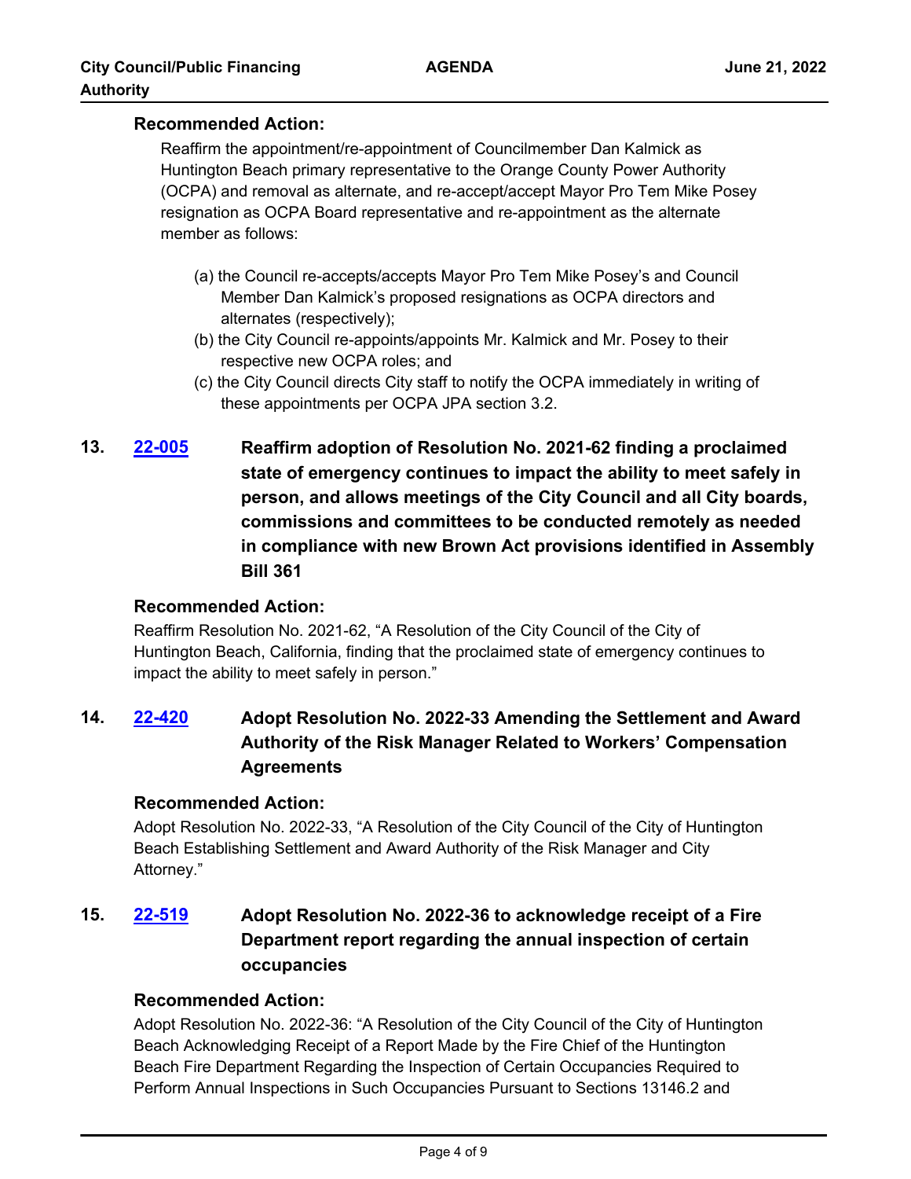### Recommended Action:

Reaffirm the appointment/re-appointment of Councilmember Dan Kalmick as Huntington Beach primary representative to the Orange County Power Authority (OCPA) and removal as alternate, and re-accept/accept Mayor Pro Tem Mike Posey resignation as OCPA Board representative and re-appointment as the alternate member as follows:

(a) the Council re-accepts/accepts Mayor Pro Tem Mike Posey's and Council Member Dan Kalmick's proposed resignations as OCPA directors and alternates (respectively);

(b) the City Council re-appoints/appoints Mr. Kalmick and Mr. Posey to their respective new OCPA roles; and

(c) the City Council directs City staff to notify the OCPA immediately in writing of these appointments per OCPA JPA section 3.2.

## 13. 22-005 Reaffirm adoption of Resolution No. 2021-62 finding a proclaimed state of emergency continues to impact the ability to meet safely in person, and allows meetings of the City Council and all City boards, commissions and committees to be conducted remotely as needed in compliance with new Brown Act provisions identified in Assembly Bill 361

### Recommended Action:

Reaffirm Resolution No. 2021-62, "A Resolution of the City Council of the City of Huntington Beach, California, finding that the proclaimed state of emergency continues to impact the ability to meet safely in person."

## 14. 22-420 Adopt Resolution No. 2022-33 Amending the Settlement and Award Authority of the Risk Manager Related to Workers' Compensation Agreements

### Recommended Action:

Adopt Resolution No. 2022-33, "A Resolution of the City Council of the City of Huntington Beach Establishing Settlement and Award Authority of the Risk Manager and City Attorney."

## 15. 22-519 Adopt Resolution No. 2022-36 to acknowledge receipt of a Fire Department report regarding the annual inspection of certain occupancies

### Recommended Action:

Adopt Resolution No. 2022-36: "A Resolution of the City Council of the City of Huntington Beach Acknowledging Receipt of a Report Made by the Fire Chief of the Huntington Beach Fire Department Regarding the Inspection of Certain Occupancies Required to Perform Annual Inspections in Such Occupancies Pursuant to Sections 13146.2 and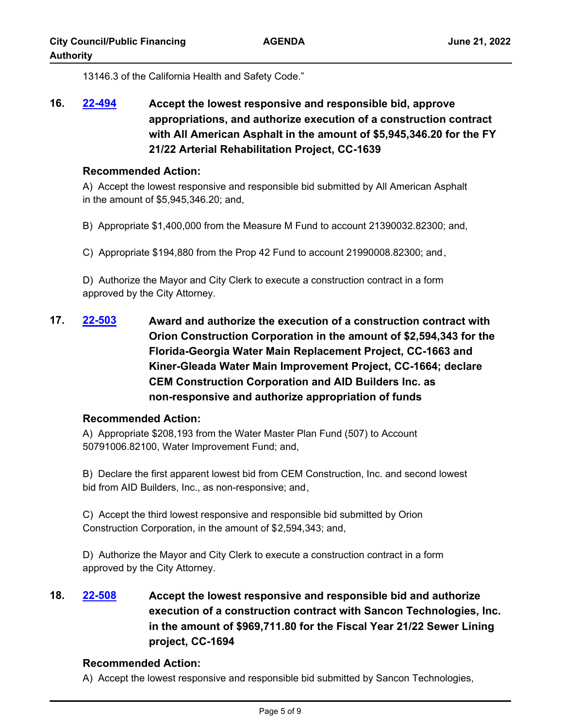13146.3 of the California Health and Safety Code."

**16. [22-494](22-494) Accept the lowest responsive and responsible bid, approve appropriations, and authorize execution of a construction contract with All American Asphalt in the amount of $5,945,346.20 for the FY 21/22 Arterial Rehabilitation Project, CC-1639**

**Recommended Action:**

A) Accept the lowest responsive and responsible bid submitted by All American Asphalt in the amount of $5,945,346.20; and,

B) Appropriate $1,400,000 from the Measure M Fund to account 21390032.82300; and,

C) Appropriate $194,880 from the Prop 42 Fund to account 21990008.82300; and,

D) Authorize the Mayor and City Clerk to execute a construction contract in a form approved by the City Attorney.

**17. [22-503](22-503) Award and authorize the execution of a construction contract with Orion Construction Corporation in the amount of $2,594,343 for the Florida-Georgia Water Main Replacement Project, CC-1663 and Kiner-Gleada Water Main Improvement Project, CC-1664; declare CEM Construction Corporation and AID Builders Inc. as non-responsive and authorize appropriation of funds**

**Recommended Action:**

A) Appropriate $208,193 from the Water Master Plan Fund (507) to Account 50791006.82100, Water Improvement Fund; and,

B) Declare the first apparent lowest bid from CEM Construction, Inc. and second lowest bid from AID Builders, Inc., as non-responsive; and,

C) Accept the third lowest responsive and responsible bid submitted by Orion Construction Corporation, in the amount of $2,594,343; and,

D) Authorize the Mayor and City Clerk to execute a construction contract in a form approved by the City Attorney.

**18. [22-508](22-508) Accept the lowest responsive and responsible bid and authorize execution of a construction contract with Sancon Technologies, Inc. in the amount of $969,711.80 for the Fiscal Year 21/22 Sewer Lining project, CC-1694**

**Recommended Action:**

A) Accept the lowest responsive and responsible bid submitted by Sancon Technologies,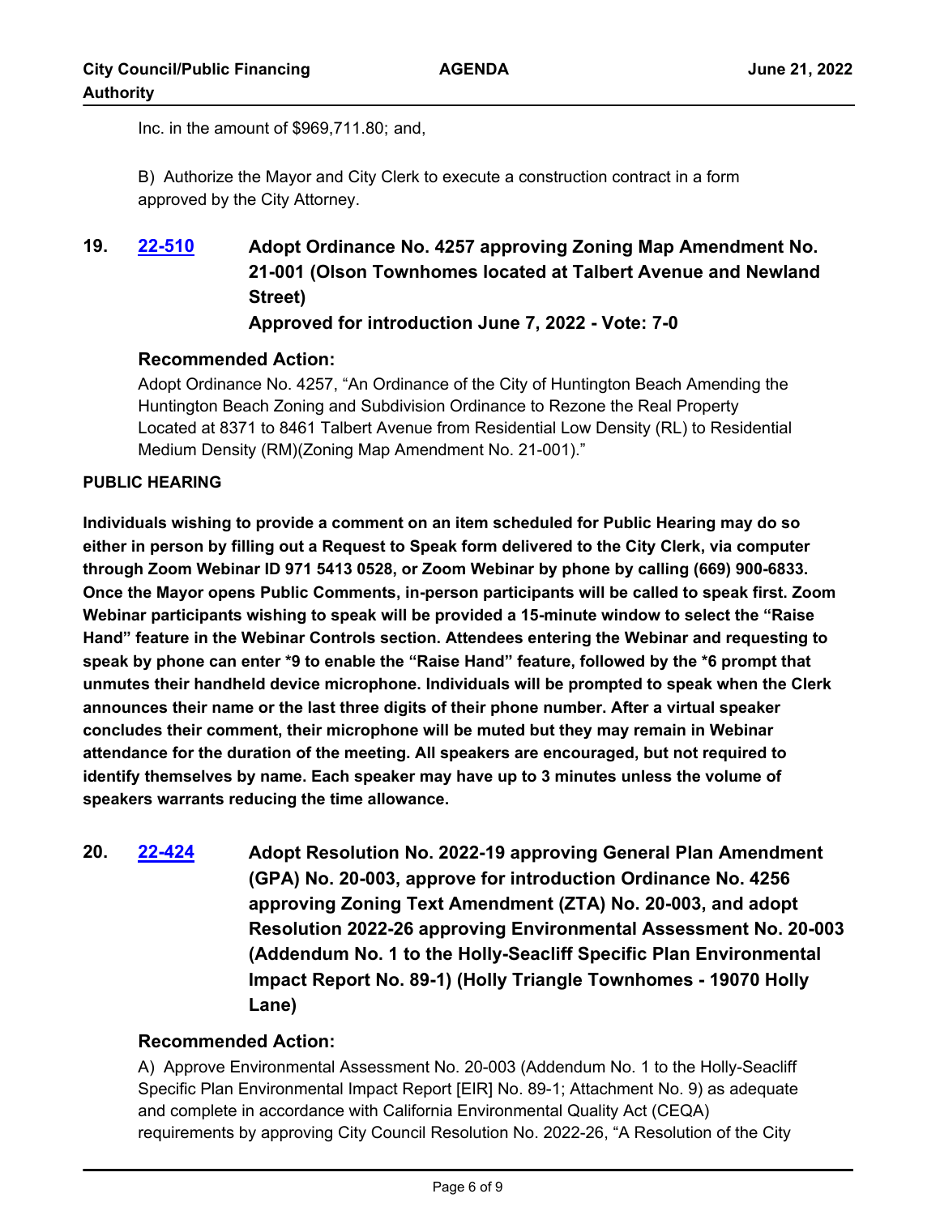Inc. in the amount of $969,711.80; and,

B) Authorize the Mayor and City Clerk to execute a construction contract in a form approved by the City Attorney.

**19. [22-510](22-510) Adopt Ordinance No. 4257 approving Zoning Map Amendment No. 21-001 (Olson Townhomes located at Talbert Avenue and Newland Street)**
**Approved for introduction June 7, 2022 - Vote: 7-0**

### Recommended Action:

Adopt Ordinance No. 4257, "An Ordinance of the City of Huntington Beach Amending the Huntington Beach Zoning and Subdivision Ordinance to Rezone the Real Property Located at 8371 to 8461 Talbert Avenue from Residential Low Density (RL) to Residential Medium Density (RM)(Zoning Map Amendment No. 21-001)."

## PUBLIC HEARING

**Individuals wishing to provide a comment on an item scheduled for Public Hearing may do so either in person by filling out a Request to Speak form delivered to the City Clerk, via computer through Zoom Webinar ID 971 5413 0528, or Zoom Webinar by phone by calling (669) 900-6833. Once the Mayor opens Public Comments, in-person participants will be called to speak first. Zoom Webinar participants wishing to speak will be provided a 15-minute window to select the "Raise Hand" feature in the Webinar Controls section. Attendees entering the Webinar and requesting to speak by phone can enter *9 to enable the "Raise Hand" feature, followed by the *6 prompt that unmutes their handheld device microphone. Individuals will be prompted to speak when the Clerk announces their name or the last three digits of their phone number. After a virtual speaker concludes their comment, their microphone will be muted but they may remain in Webinar attendance for the duration of the meeting. All speakers are encouraged, but not required to identify themselves by name. Each speaker may have up to 3 minutes unless the volume of speakers warrants reducing the time allowance.**

**20. [22-424](22-424) Adopt Resolution No. 2022-19 approving General Plan Amendment (GPA) No. 20-003, approve for introduction Ordinance No. 4256 approving Zoning Text Amendment (ZTA) No. 20-003, and adopt Resolution 2022-26 approving Environmental Assessment No. 20-003 (Addendum No. 1 to the Holly-Seacliff Specific Plan Environmental Impact Report No. 89-1) (Holly Triangle Townhomes - 19070 Holly Lane)**

### Recommended Action:

A) Approve Environmental Assessment No. 20-003 (Addendum No. 1 to the Holly-Seacliff Specific Plan Environmental Impact Report [EIR] No. 89-1; Attachment No. 9) as adequate and complete in accordance with California Environmental Quality Act (CEQA) requirements by approving City Council Resolution No. 2022-26, "A Resolution of the City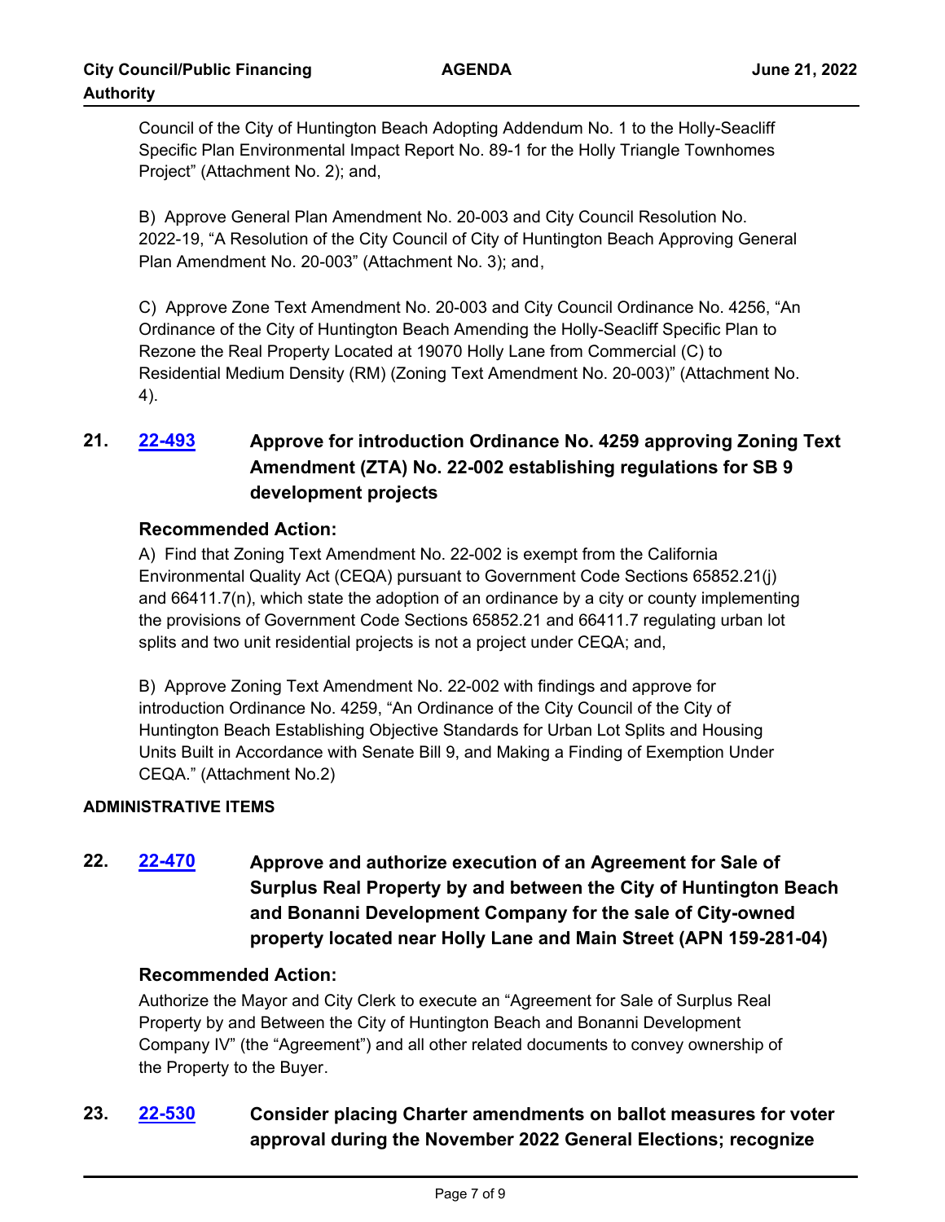Council of the City of Huntington Beach Adopting Addendum No. 1 to the Holly-Seacliff Specific Plan Environmental Impact Report No. 89-1 for the Holly Triangle Townhomes Project" (Attachment No. 2); and,

B) Approve General Plan Amendment No. 20-003 and City Council Resolution No. 2022-19, "A Resolution of the City Council of City of Huntington Beach Approving General Plan Amendment No. 20-003" (Attachment No. 3); and,

C) Approve Zone Text Amendment No. 20-003 and City Council Ordinance No. 4256, "An Ordinance of the City of Huntington Beach Amending the Holly-Seacliff Specific Plan to Rezone the Real Property Located at 19070 Holly Lane from Commercial (C) to Residential Medium Density (RM) (Zoning Text Amendment No. 20-003)" (Attachment No. 4).

**21. 22-493 Approve for introduction Ordinance No. 4259 approving Zoning Text Amendment (ZTA) No. 22-002 establishing regulations for SB 9 development projects**

**Recommended Action:**

A) Find that Zoning Text Amendment No. 22-002 is exempt from the California Environmental Quality Act (CEQA) pursuant to Government Code Sections 65852.21(j) and 66411.7(n), which state the adoption of an ordinance by a city or county implementing the provisions of Government Code Sections 65852.21 and 66411.7 regulating urban lot splits and two unit residential projects is not a project under CEQA; and,

B) Approve Zoning Text Amendment No. 22-002 with findings and approve for introduction Ordinance No. 4259, "An Ordinance of the City Council of the City of Huntington Beach Establishing Objective Standards for Urban Lot Splits and Housing Units Built in Accordance with Senate Bill 9, and Making a Finding of Exemption Under CEQA." (Attachment No.2)

**ADMINISTRATIVE ITEMS**

**22. 22-470 Approve and authorize execution of an Agreement for Sale of Surplus Real Property by and between the City of Huntington Beach and Bonanni Development Company for the sale of City-owned property located near Holly Lane and Main Street (APN 159-281-04)**

**Recommended Action:**

Authorize the Mayor and City Clerk to execute an "Agreement for Sale of Surplus Real Property by and Between the City of Huntington Beach and Bonanni Development Company IV" (the "Agreement") and all other related documents to convey ownership of the Property to the Buyer.

**23. 22-530 Consider placing Charter amendments on ballot measures for voter approval during the November 2022 General Elections; recognize**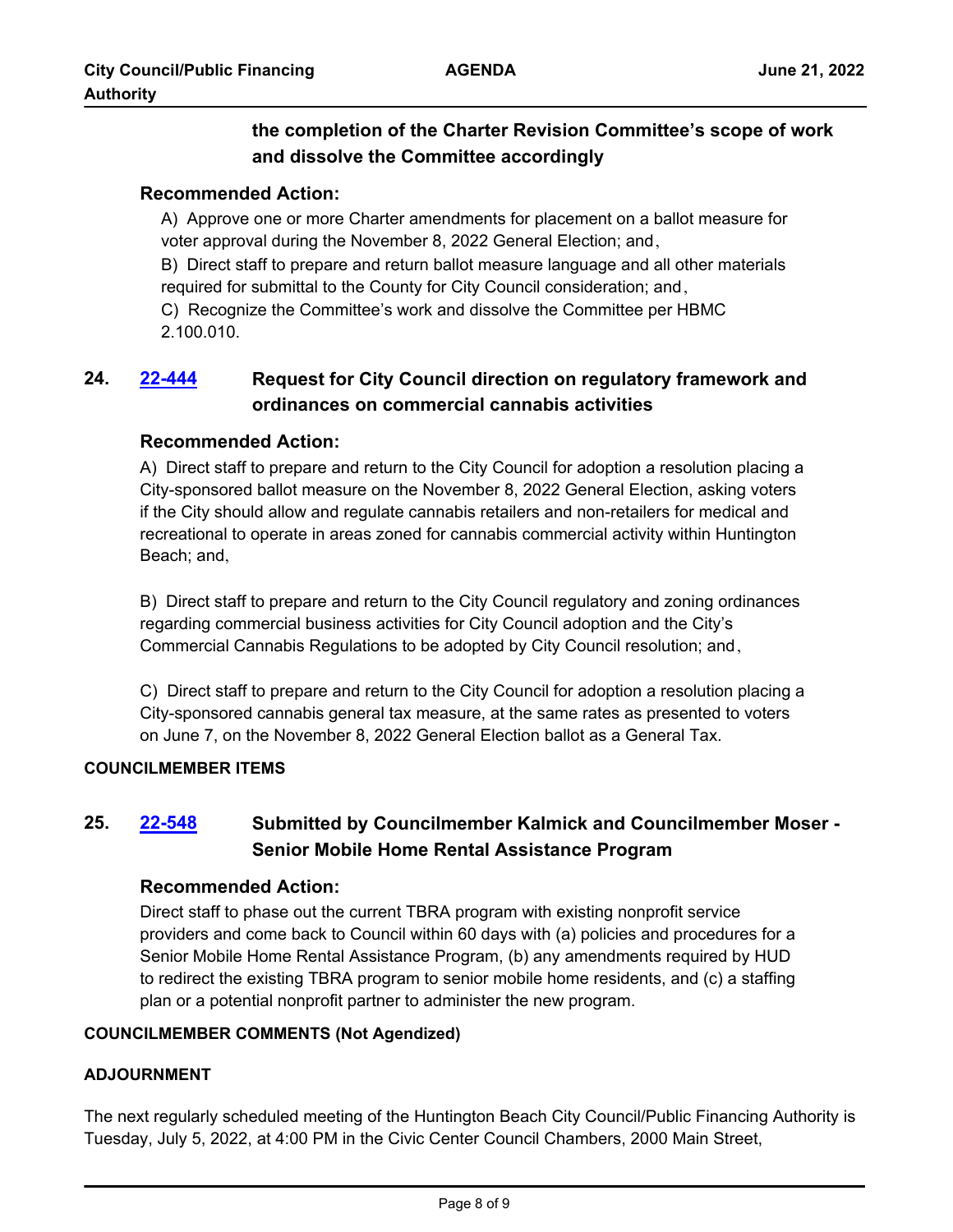**the completion of the Charter Revision Committee's scope of work and dissolve the Committee accordingly**

**Recommended Action:**

A) Approve one or more Charter amendments for placement on a ballot measure for voter approval during the November 8, 2022 General Election; and,

B) Direct staff to prepare and return ballot measure language and all other materials required for submittal to the County for City Council consideration; and,

C) Recognize the Committee's work and dissolve the Committee per HBMC 2.100.010.

**24. [22-444] Request for City Council direction on regulatory framework and ordinances on commercial cannabis activities**

**Recommended Action:**

A) Direct staff to prepare and return to the City Council for adoption a resolution placing a City-sponsored ballot measure on the November 8, 2022 General Election, asking voters if the City should allow and regulate cannabis retailers and non-retailers for medical and recreational to operate in areas zoned for cannabis commercial activity within Huntington Beach; and,

B) Direct staff to prepare and return to the City Council regulatory and zoning ordinances regarding commercial business activities for City Council adoption and the City's Commercial Cannabis Regulations to be adopted by City Council resolution; and,

C) Direct staff to prepare and return to the City Council for adoption a resolution placing a City-sponsored cannabis general tax measure, at the same rates as presented to voters on June 7, on the November 8, 2022 General Election ballot as a General Tax.

**COUNCILMEMBER ITEMS**

**25. [22-548] Submitted by Councilmember Kalmick and Councilmember Moser - Senior Mobile Home Rental Assistance Program**

**Recommended Action:**

Direct staff to phase out the current TBRA program with existing nonprofit service providers and come back to Council within 60 days with (a) policies and procedures for a Senior Mobile Home Rental Assistance Program, (b) any amendments required by HUD to redirect the existing TBRA program to senior mobile home residents, and (c) a staffing plan or a potential nonprofit partner to administer the new program.

**COUNCILMEMBER COMMENTS (Not Agendized)**

**ADJOURNMENT**

The next regularly scheduled meeting of the Huntington Beach City Council/Public Financing Authority is Tuesday, July 5, 2022, at 4:00 PM in the Civic Center Council Chambers, 2000 Main Street,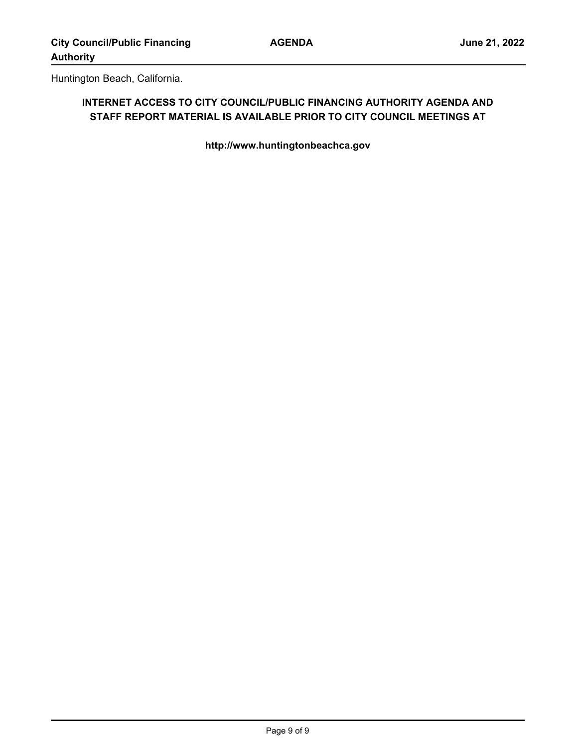Huntington Beach, California.

**INTERNET ACCESS TO CITY COUNCIL/PUBLIC FINANCING AUTHORITY AGENDA AND STAFF REPORT MATERIAL IS AVAILABLE PRIOR TO CITY COUNCIL MEETINGS AT**

**http://www.huntingtonbeachca.gov**